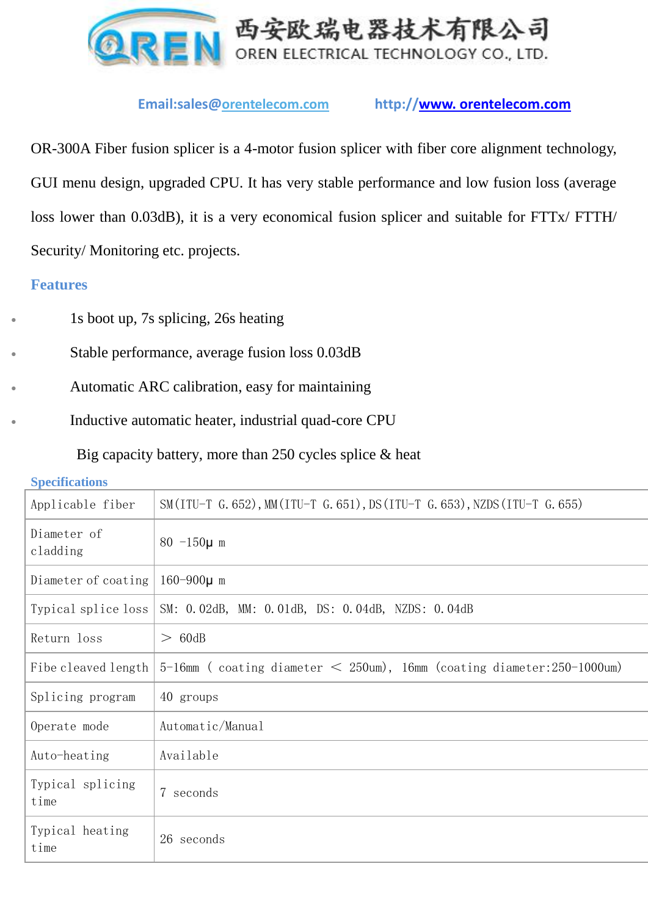西安欧瑞电器技术有限公司
OREN ELECTRICAL TECHNOLOGY CO., LTD.

Email:sales@orentelecom.com http://www. orentelecom.com

OR-300A Fiber fusion splicer is a 4-motor fusion splicer with fiber core alignment technology, GUI menu design, upgraded CPU. It has very stable performance and low fusion loss (average loss lower than 0.03dB), it is a very economical fusion splicer and suitable for FTTx/ FTTH/ Security/ Monitoring etc. projects.

## Features

- 1s boot up, 7s splicing, 26s heating
- Stable performance, average fusion loss 0.03dB
- Automatic ARC calibration, easy for maintaining
- Inductive automatic heater, industrial quad-core CPU

Big capacity battery, more than 250 cycles splice & heat

## Specifications

| Applicable fiber | SM(ITU-T G.652),MM(ITU-T G.651),DS(ITU-T G.653),NZDS(ITU-T G.655) |
|---|---|
| Diameter of cladding | 80 -150μ m |
| Diameter of coating | 160-900μ m |
| Typical splice loss | SM: 0.02dB, MM: 0.01dB, DS: 0.04dB, NZDS: 0.04dB |
| Return loss | ＞ 60dB |
| Fibe cleaved length | 5-16mm ( coating diameter ＜ 250um), 16mm (coating diameter:250-1000um) |
| Splicing program | 40 groups |
| Operate mode | Automatic/Manual |
| Auto-heating | Available |
| Typical splicing time | 7 seconds |
| Typical heating time | 26 seconds |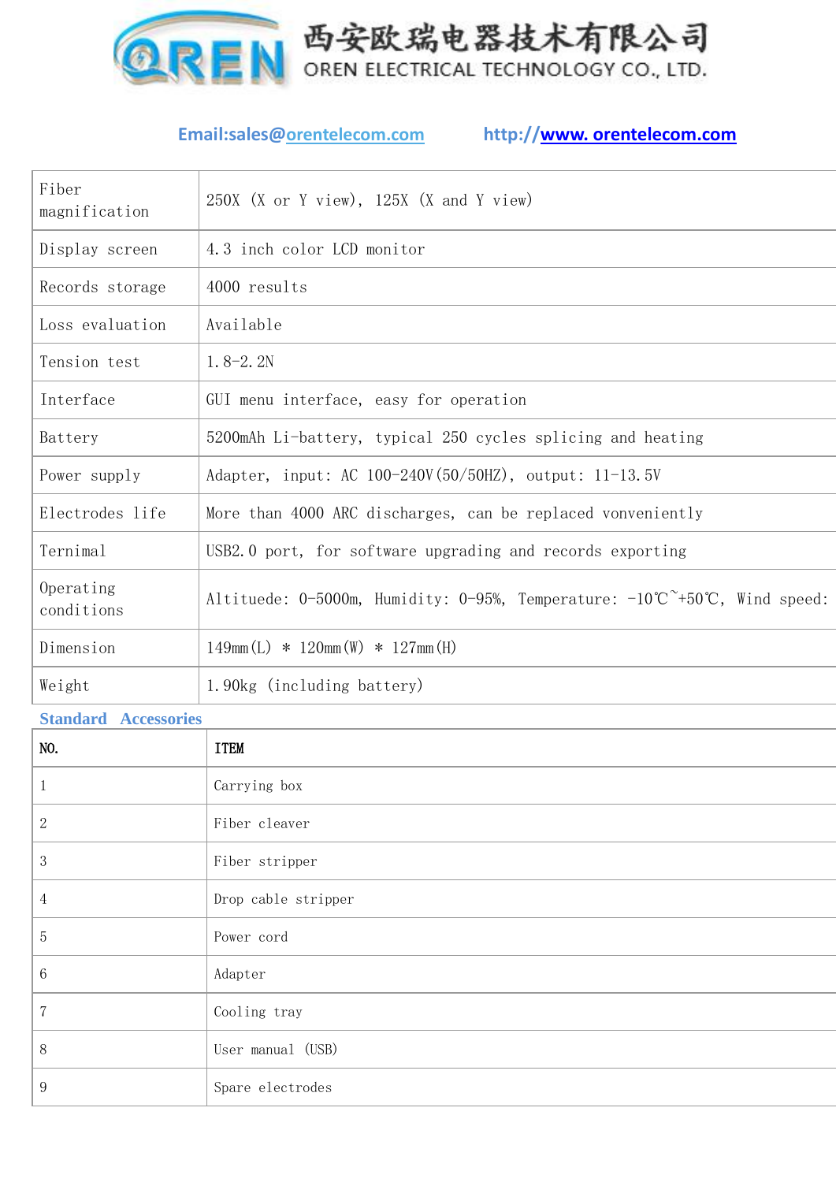# 西安欧瑞电器技术有限公司

OREN ELECTRICAL TECHNOLOGY CO., LTD.

Email:sales@orentelecom.com http://www. orentelecom.com

| Fiber magnification | 250X (X or Y view), 125X (X and Y view) |
|---|---|
| Display screen | 4.3 inch color LCD monitor |
| Records storage | 4000 results |
| Loss evaluation | Available |
| Tension test | 1.8-2.2N |
| Interface | GUI menu interface, easy for operation |
| Battery | 5200mAh Li-battery, typical 250 cycles splicing and heating |
| Power supply | Adapter, input: AC 100-240V(50/50HZ), output: 11-13.5V |
| Electrodes life | More than 4000 ARC discharges, can be replaced vonveniently |
| Ternimal | USB2.0 port, for software upgrading and records exporting |
| Operating conditions | Altituede: 0-5000m, Humidity: 0-95%, Temperature: -10℃~+50℃, Wind speed: |
| Dimension | 149mm(L) * 120mm(W) * 127mm(H) |
| Weight | 1.90kg (including battery) |

## Standard Accessories

| NO. | ITEM |
|---|---|
| 1 | Carrying box |
| 2 | Fiber cleaver |
| 3 | Fiber stripper |
| 4 | Drop cable stripper |
| 5 | Power cord |
| 6 | Adapter |
| 7 | Cooling tray |
| 8 | User manual (USB) |
| 9 | Spare electrodes |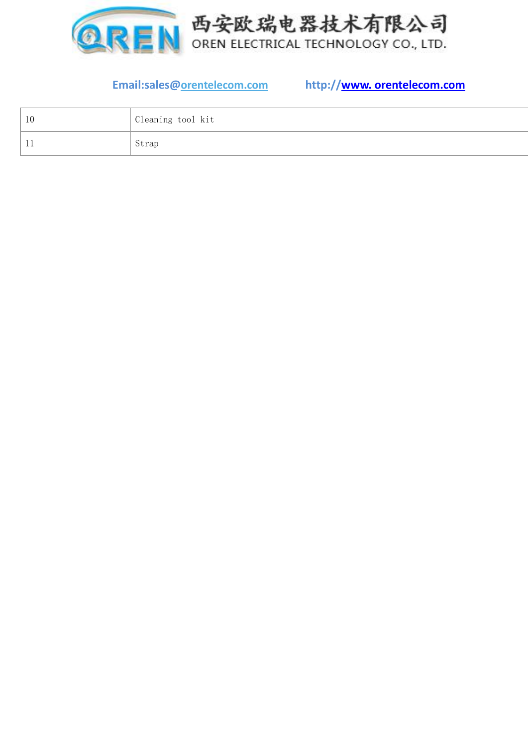| | |
|---|---|
| 10 | Cleaning tool kit |
| 11 | Strap |